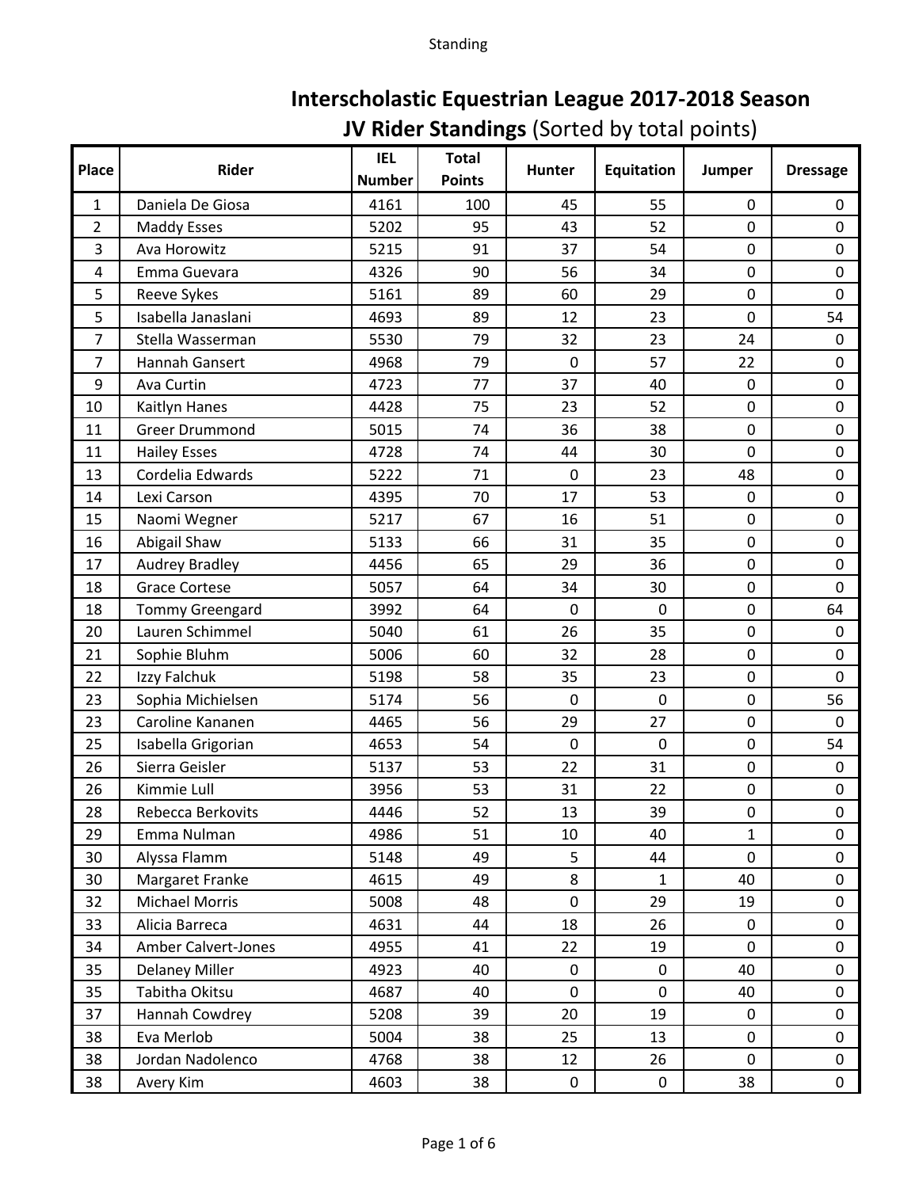# Interscholastic Equestrian League 2017-2018 Season

## **JV Rider Standings** (Sorted by total points)

| Place | Rider | IEL Number | Total Points | Hunter | Equitation | Jumper | Dressage |
|---|---|---|---|---|---|---|---|
| 1 | Daniela De Giosa | 4161 | 100 | 45 | 55 | 0 | 0 |
| 2 | Maddy Esses | 5202 | 95 | 43 | 52 | 0 | 0 |
| 3 | Ava Horowitz | 5215 | 91 | 37 | 54 | 0 | 0 |
| 4 | Emma Guevara | 4326 | 90 | 56 | 34 | 0 | 0 |
| 5 | Reeve Sykes | 5161 | 89 | 60 | 29 | 0 | 0 |
| 5 | Isabella Janaslani | 4693 | 89 | 12 | 23 | 0 | 54 |
| 7 | Stella Wasserman | 5530 | 79 | 32 | 23 | 24 | 0 |
| 7 | Hannah Gansert | 4968 | 79 | 0 | 57 | 22 | 0 |
| 9 | Ava Curtin | 4723 | 77 | 37 | 40 | 0 | 0 |
| 10 | Kaitlyn Hanes | 4428 | 75 | 23 | 52 | 0 | 0 |
| 11 | Greer Drummond | 5015 | 74 | 36 | 38 | 0 | 0 |
| 11 | Hailey Esses | 4728 | 74 | 44 | 30 | 0 | 0 |
| 13 | Cordelia Edwards | 5222 | 71 | 0 | 23 | 48 | 0 |
| 14 | Lexi Carson | 4395 | 70 | 17 | 53 | 0 | 0 |
| 15 | Naomi Wegner | 5217 | 67 | 16 | 51 | 0 | 0 |
| 16 | Abigail Shaw | 5133 | 66 | 31 | 35 | 0 | 0 |
| 17 | Audrey Bradley | 4456 | 65 | 29 | 36 | 0 | 0 |
| 18 | Grace Cortese | 5057 | 64 | 34 | 30 | 0 | 0 |
| 18 | Tommy Greengard | 3992 | 64 | 0 | 0 | 0 | 64 |
| 20 | Lauren Schimmel | 5040 | 61 | 26 | 35 | 0 | 0 |
| 21 | Sophie Bluhm | 5006 | 60 | 32 | 28 | 0 | 0 |
| 22 | Izzy Falchuk | 5198 | 58 | 35 | 23 | 0 | 0 |
| 23 | Sophia Michielsen | 5174 | 56 | 0 | 0 | 0 | 56 |
| 23 | Caroline Kananen | 4465 | 56 | 29 | 27 | 0 | 0 |
| 25 | Isabella Grigorian | 4653 | 54 | 0 | 0 | 0 | 54 |
| 26 | Sierra Geisler | 5137 | 53 | 22 | 31 | 0 | 0 |
| 26 | Kimmie Lull | 3956 | 53 | 31 | 22 | 0 | 0 |
| 28 | Rebecca Berkovits | 4446 | 52 | 13 | 39 | 0 | 0 |
| 29 | Emma Nulman | 4986 | 51 | 10 | 40 | 1 | 0 |
| 30 | Alyssa Flamm | 5148 | 49 | 5 | 44 | 0 | 0 |
| 30 | Margaret Franke | 4615 | 49 | 8 | 1 | 40 | 0 |
| 32 | Michael Morris | 5008 | 48 | 0 | 29 | 19 | 0 |
| 33 | Alicia Barreca | 4631 | 44 | 18 | 26 | 0 | 0 |
| 34 | Amber Calvert-Jones | 4955 | 41 | 22 | 19 | 0 | 0 |
| 35 | Delaney Miller | 4923 | 40 | 0 | 0 | 40 | 0 |
| 35 | Tabitha Okitsu | 4687 | 40 | 0 | 0 | 40 | 0 |
| 37 | Hannah Cowdrey | 5208 | 39 | 20 | 19 | 0 | 0 |
| 38 | Eva Merlob | 5004 | 38 | 25 | 13 | 0 | 0 |
| 38 | Jordan Nadolenco | 4768 | 38 | 12 | 26 | 0 | 0 |
| 38 | Avery Kim | 4603 | 38 | 0 | 0 | 38 | 0 |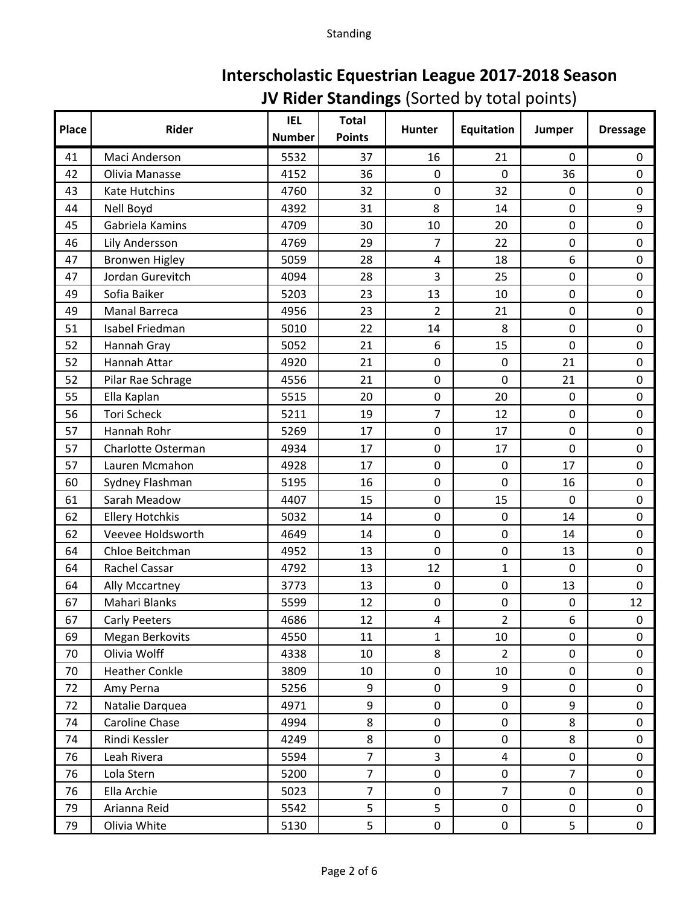# Interscholastic Equestrian League 2017-2018 Season

## **JV Rider Standings** (Sorted by total points)

| Place | Rider | IEL Number | Total Points | Hunter | Equitation | Jumper | Dressage |
|---|---|---|---|---|---|---|---|
| 41 | Maci Anderson | 5532 | 37 | 16 | 21 | 0 | 0 |
| 42 | Olivia Manasse | 4152 | 36 | 0 | 0 | 36 | 0 |
| 43 | Kate Hutchins | 4760 | 32 | 0 | 32 | 0 | 0 |
| 44 | Nell Boyd | 4392 | 31 | 8 | 14 | 0 | 9 |
| 45 | Gabriela Kamins | 4709 | 30 | 10 | 20 | 0 | 0 |
| 46 | Lily Andersson | 4769 | 29 | 7 | 22 | 0 | 0 |
| 47 | Bronwen Higley | 5059 | 28 | 4 | 18 | 6 | 0 |
| 47 | Jordan Gurevitch | 4094 | 28 | 3 | 25 | 0 | 0 |
| 49 | Sofia Baiker | 5203 | 23 | 13 | 10 | 0 | 0 |
| 49 | Manal Barreca | 4956 | 23 | 2 | 21 | 0 | 0 |
| 51 | Isabel Friedman | 5010 | 22 | 14 | 8 | 0 | 0 |
| 52 | Hannah Gray | 5052 | 21 | 6 | 15 | 0 | 0 |
| 52 | Hannah Attar | 4920 | 21 | 0 | 0 | 21 | 0 |
| 52 | Pilar Rae Schrage | 4556 | 21 | 0 | 0 | 21 | 0 |
| 55 | Ella Kaplan | 5515 | 20 | 0 | 20 | 0 | 0 |
| 56 | Tori Scheck | 5211 | 19 | 7 | 12 | 0 | 0 |
| 57 | Hannah Rohr | 5269 | 17 | 0 | 17 | 0 | 0 |
| 57 | Charlotte Osterman | 4934 | 17 | 0 | 17 | 0 | 0 |
| 57 | Lauren Mcmahon | 4928 | 17 | 0 | 0 | 17 | 0 |
| 60 | Sydney Flashman | 5195 | 16 | 0 | 0 | 16 | 0 |
| 61 | Sarah Meadow | 4407 | 15 | 0 | 15 | 0 | 0 |
| 62 | Ellery Hotchkis | 5032 | 14 | 0 | 0 | 14 | 0 |
| 62 | Veevee Holdsworth | 4649 | 14 | 0 | 0 | 14 | 0 |
| 64 | Chloe Beitchman | 4952 | 13 | 0 | 0 | 13 | 0 |
| 64 | Rachel Cassar | 4792 | 13 | 12 | 1 | 0 | 0 |
| 64 | Ally Mccartney | 3773 | 13 | 0 | 0 | 13 | 0 |
| 67 | Mahari Blanks | 5599 | 12 | 0 | 0 | 0 | 12 |
| 67 | Carly Peeters | 4686 | 12 | 4 | 2 | 6 | 0 |
| 69 | Megan Berkovits | 4550 | 11 | 1 | 10 | 0 | 0 |
| 70 | Olivia Wolff | 4338 | 10 | 8 | 2 | 0 | 0 |
| 70 | Heather Conkle | 3809 | 10 | 0 | 10 | 0 | 0 |
| 72 | Amy Perna | 5256 | 9 | 0 | 9 | 0 | 0 |
| 72 | Natalie Darquea | 4971 | 9 | 0 | 0 | 9 | 0 |
| 74 | Caroline Chase | 4994 | 8 | 0 | 0 | 8 | 0 |
| 74 | Rindi Kessler | 4249 | 8 | 0 | 0 | 8 | 0 |
| 76 | Leah Rivera | 5594 | 7 | 3 | 4 | 0 | 0 |
| 76 | Lola Stern | 5200 | 7 | 0 | 0 | 7 | 0 |
| 76 | Ella Archie | 5023 | 7 | 0 | 7 | 0 | 0 |
| 79 | Arianna Reid | 5542 | 5 | 5 | 0 | 0 | 0 |
| 79 | Olivia White | 5130 | 5 | 0 | 0 | 5 | 0 |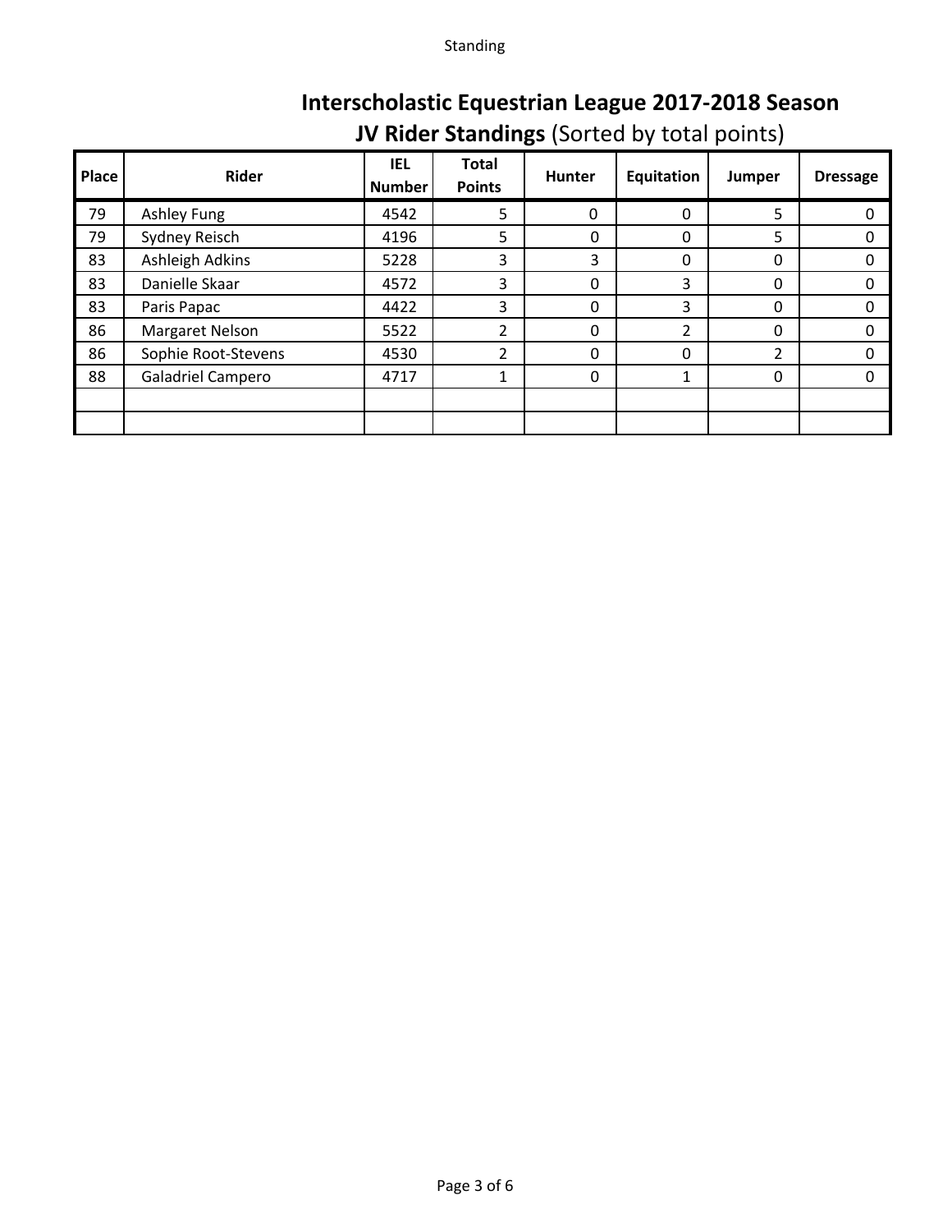# Interscholastic Equestrian League 2017-2018 Season

## **JV Rider Standings** (Sorted by total points)

| Place | Rider | IEL Number | Total Points | Hunter | Equitation | Jumper | Dressage |
|---|---|---|---|---|---|---|---|
| 79 | Ashley Fung | 4542 | 5 | 0 | 0 | 5 | 0 |
| 79 | Sydney Reisch | 4196 | 5 | 0 | 0 | 5 | 0 |
| 83 | Ashleigh Adkins | 5228 | 3 | 3 | 0 | 0 | 0 |
| 83 | Danielle Skaar | 4572 | 3 | 0 | 3 | 0 | 0 |
| 83 | Paris Papac | 4422 | 3 | 0 | 3 | 0 | 0 |
| 86 | Margaret Nelson | 5522 | 2 | 0 | 2 | 0 | 0 |
| 86 | Sophie Root-Stevens | 4530 | 2 | 0 | 0 | 2 | 0 |
| 88 | Galadriel Campero | 4717 | 1 | 0 | 1 | 0 | 0 |
| | | | | | | | |
| | | | | | | | |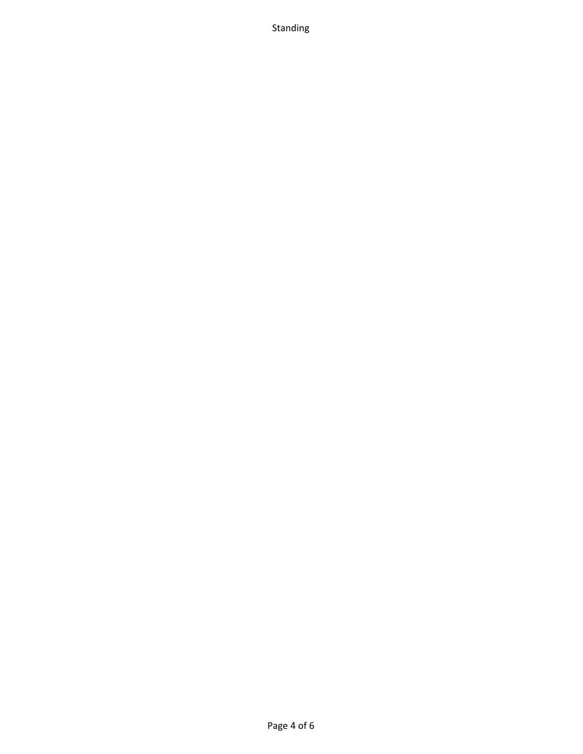Standing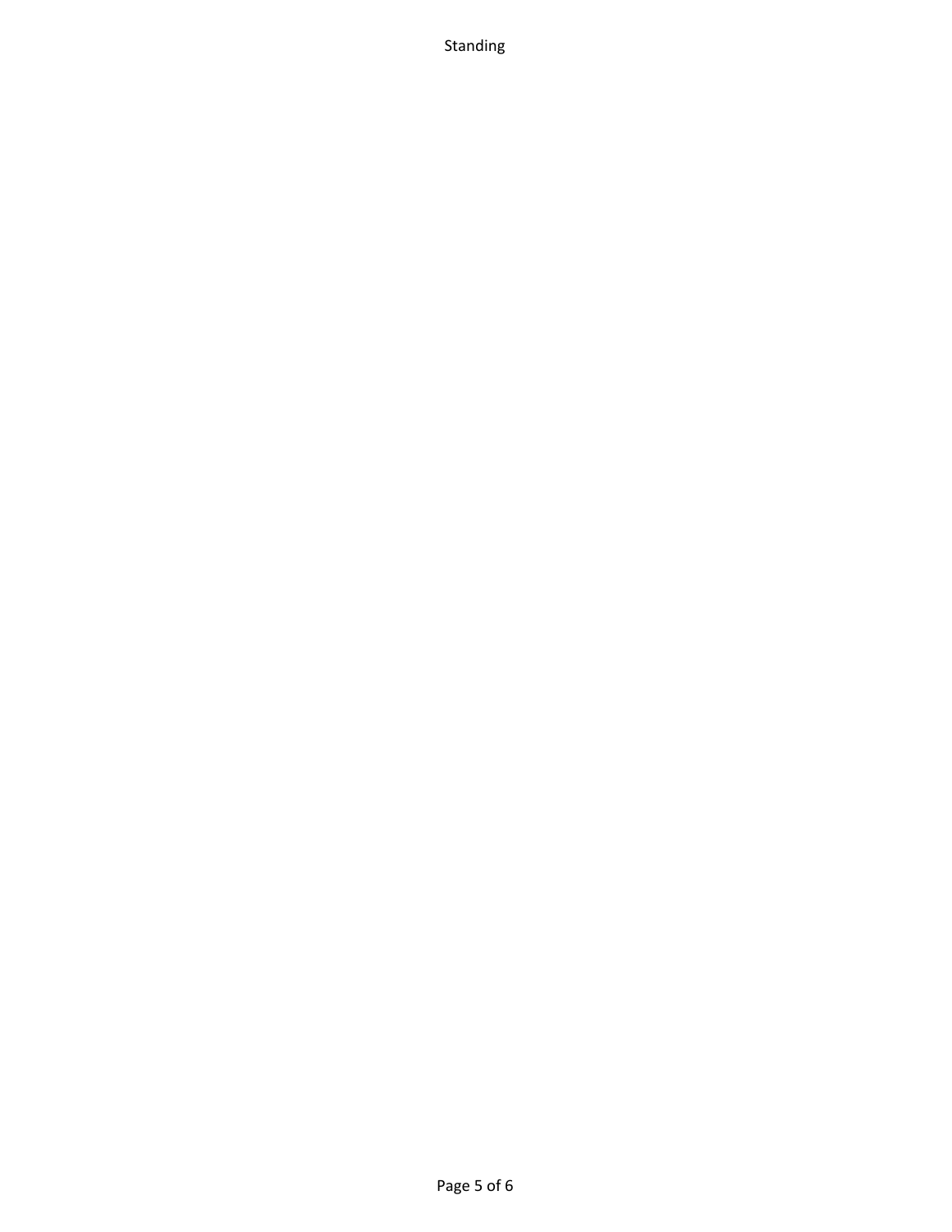Standing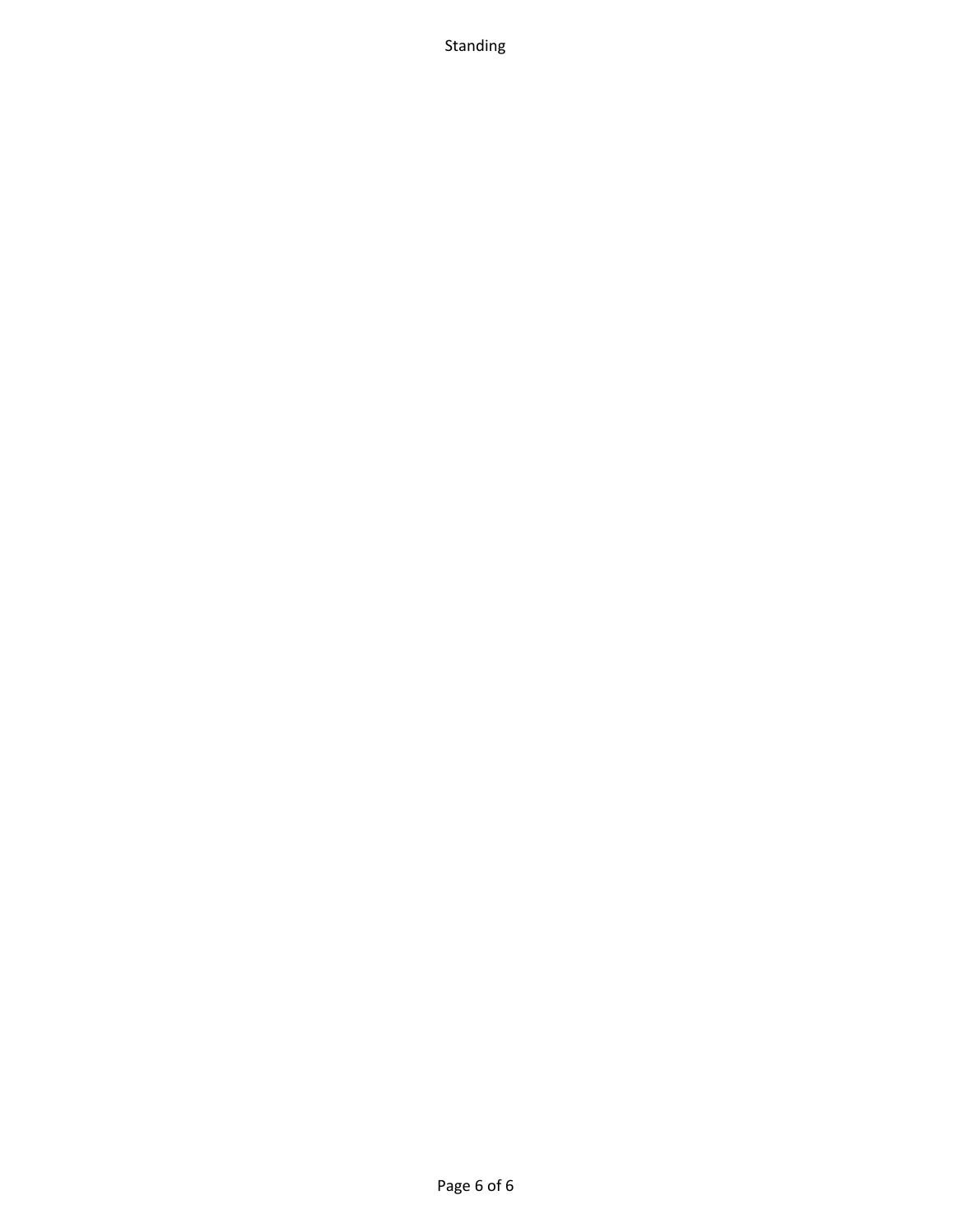Standing